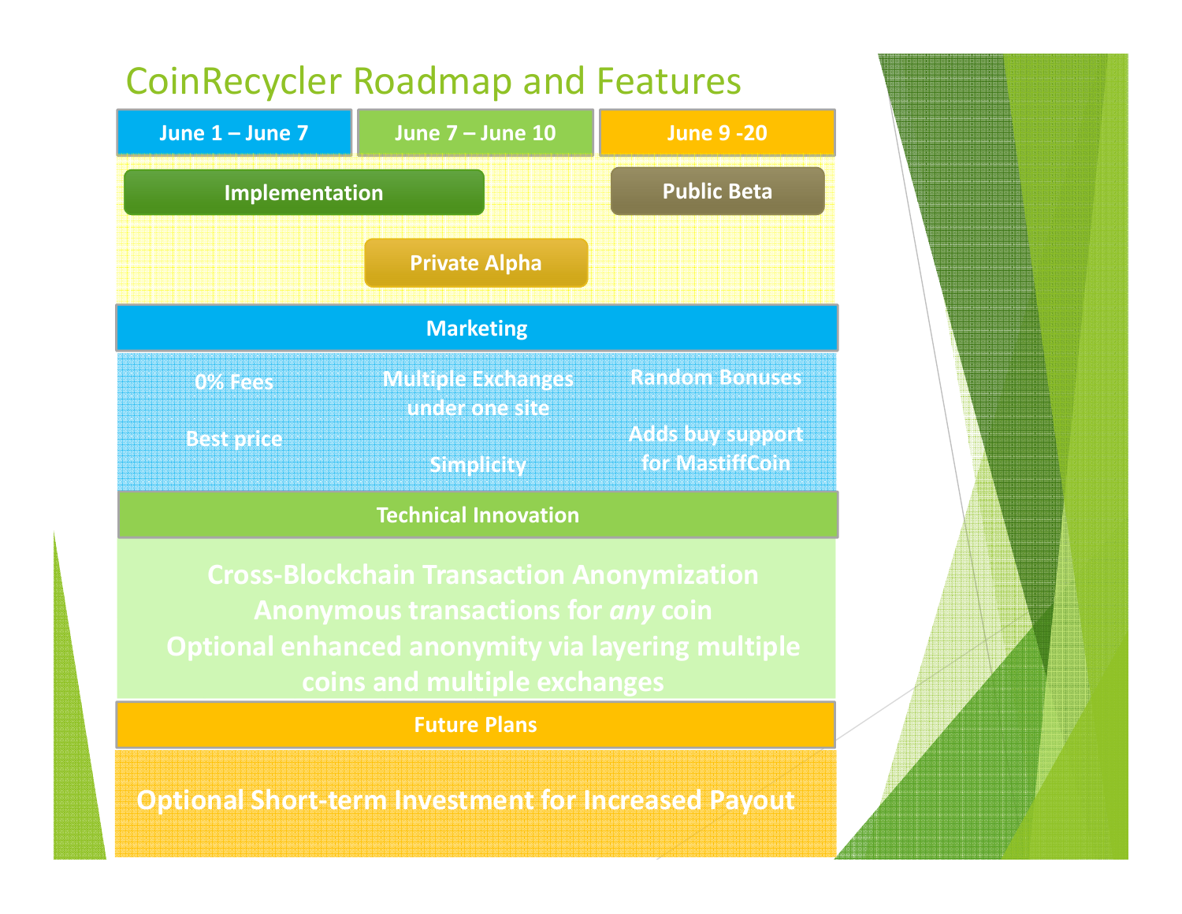# CoinRecycler Roadmap and Features

| June 1 – June 7 | June 7 – June 10 | June 9 -20 |
|---|---|---|
| Implementation | Implementation | Public Beta |
| | Private Alpha | |

## Marketing

| | | |
|---|---|---|
| 0% Fees | Multiple Exchanges under one site | Random Bonuses |
| Best price | Simplicity | Adds buy support for MastiffCoin |

## Technical Innovation

Cross-Blockchain Transaction Anonymization

Anonymous transactions for *any* coin

Optional enhanced anonymity via layering multiple coins and multiple exchanges

## Future Plans

Optional Short-term Investment for Increased Payout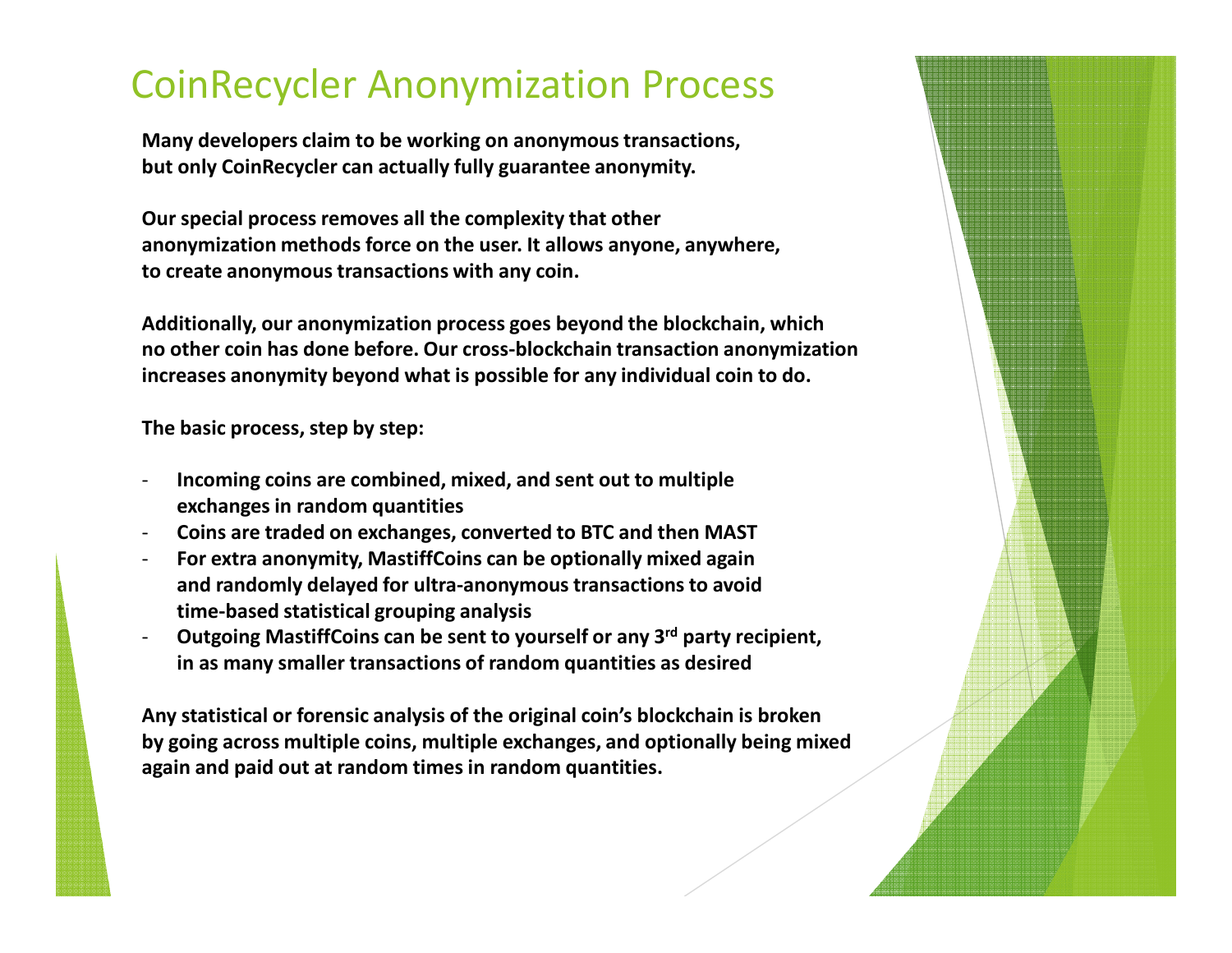# CoinRecycler Anonymization Process

**Many developers claim to be working on anonymous transactions, but only CoinRecycler can actually fully guarantee anonymity.**

**Our special process removes all the complexity that other anonymization methods force on the user. It allows anyone, anywhere, to create anonymous transactions with any coin.**

**Additionally, our anonymization process goes beyond the blockchain, which no other coin has done before. Our cross-blockchain transaction anonymization increases anonymity beyond what is possible for any individual coin to do.**

**The basic process, step by step:**

- **Incoming coins are combined, mixed, and sent out to multiple exchanges in random quantities**
- **Coins are traded on exchanges, converted to BTC and then MAST**
- **For extra anonymity, MastiffCoins can be optionally mixed again and randomly delayed for ultra-anonymous transactions to avoid time-based statistical grouping analysis**
- **Outgoing MastiffCoins can be sent to yourself or any 3rd party recipient, in as many smaller transactions of random quantities as desired**

**Any statistical or forensic analysis of the original coin's blockchain is broken by going across multiple coins, multiple exchanges, and optionally being mixed again and paid out at random times in random quantities.**